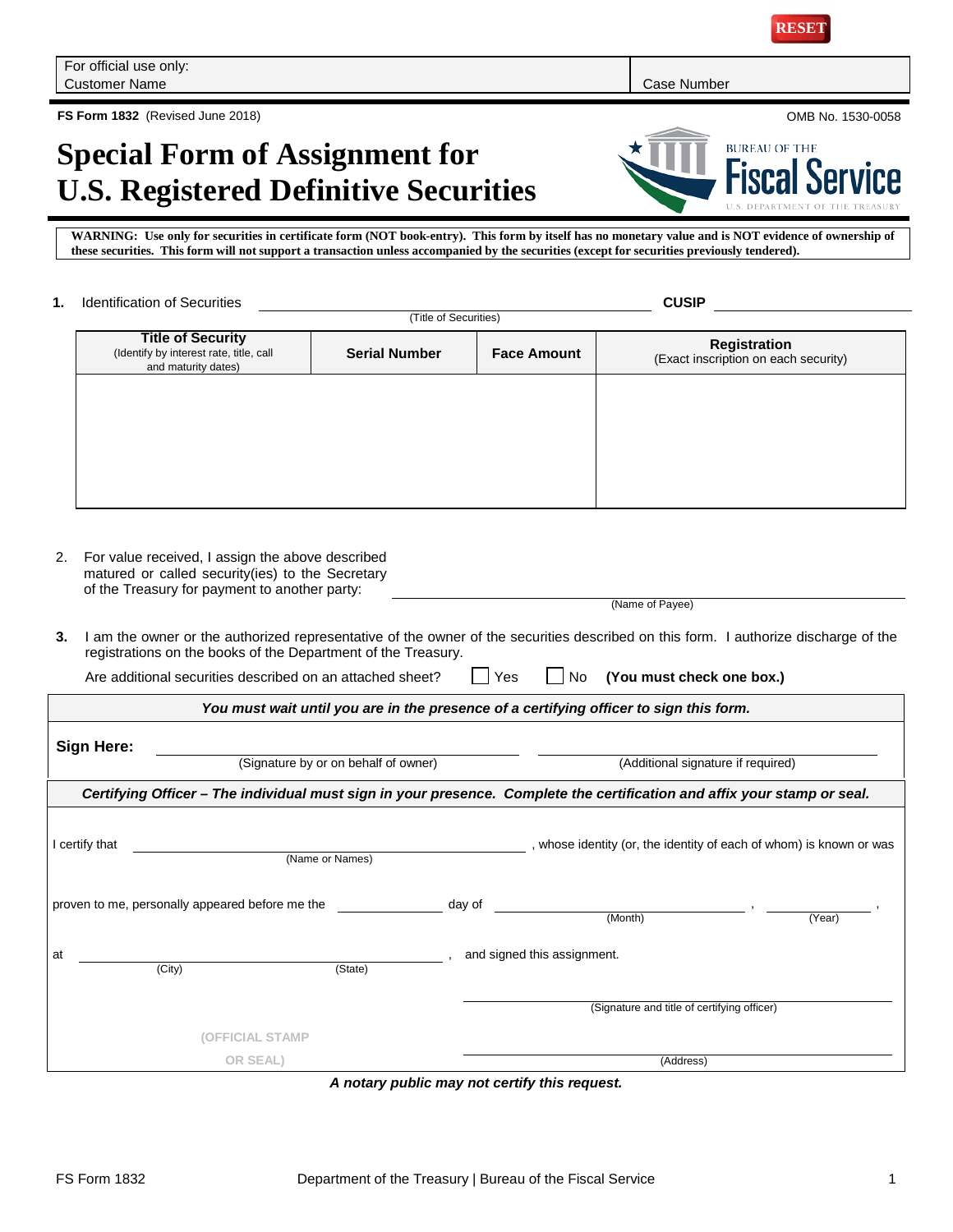RESET

| For official use only: Customer Name | Case Number |
|---|---|

**FS Form 1832** (Revised June 2018) OMB No. 1530-0058

# Special Form of Assignment for U.S. Registered Definitive Securities

BUREAU OF THE Fiscal Service U.S. DEPARTMENT OF THE TREASURY

**WARNING: Use only for securities in certificate form (NOT book-entry). This form by itself has no monetary value and is NOT evidence of ownership of these securities. This form will not support a transaction unless accompanied by the securities (except for securities previously tendered).**

**1.** Identification of Securities ______________________ (Title of Securities) **CUSIP** ______________

| **Title of Security** (Identify by interest rate, title, call and maturity dates) | **Serial Number** | **Face Amount** | **Registration** (Exact inscription on each security) |
|---|---|---|---|
| | | | |

2. For value received, I assign the above described matured or called security(ies) to the Secretary of the Treasury for payment to another party: ______________________ (Name of Payee)

**3.** I am the owner or the authorized representative of the owner of the securities described on this form. I authorize discharge of the registrations on the books of the Department of the Treasury.

Are additional securities described on an attached sheet? ☐ Yes ☐ No **(You must check one box.)**

***You must wait until you are in the presence of a certifying officer to sign this form.***

**Sign Here:** ______________________ (Signature by or on behalf of owner) ______________________ (Additional signature if required)

***Certifying Officer – The individual must sign in your presence. Complete the certification and affix your stamp or seal.***

I certify that ______________________ (Name or Names), whose identity (or, the identity of each of whom) is known or was proven to me, personally appeared before me the ________ day of ______________ (Month), ________ (Year), at ______________ (City) ________ (State), and signed this assignment.

______________________ (Signature and title of certifying officer)

(OFFICIAL STAMP OR SEAL)

______________________ (Address)

***A notary public may not certify this request.***

FS Form 1832 Department of the Treasury | Bureau of the Fiscal Service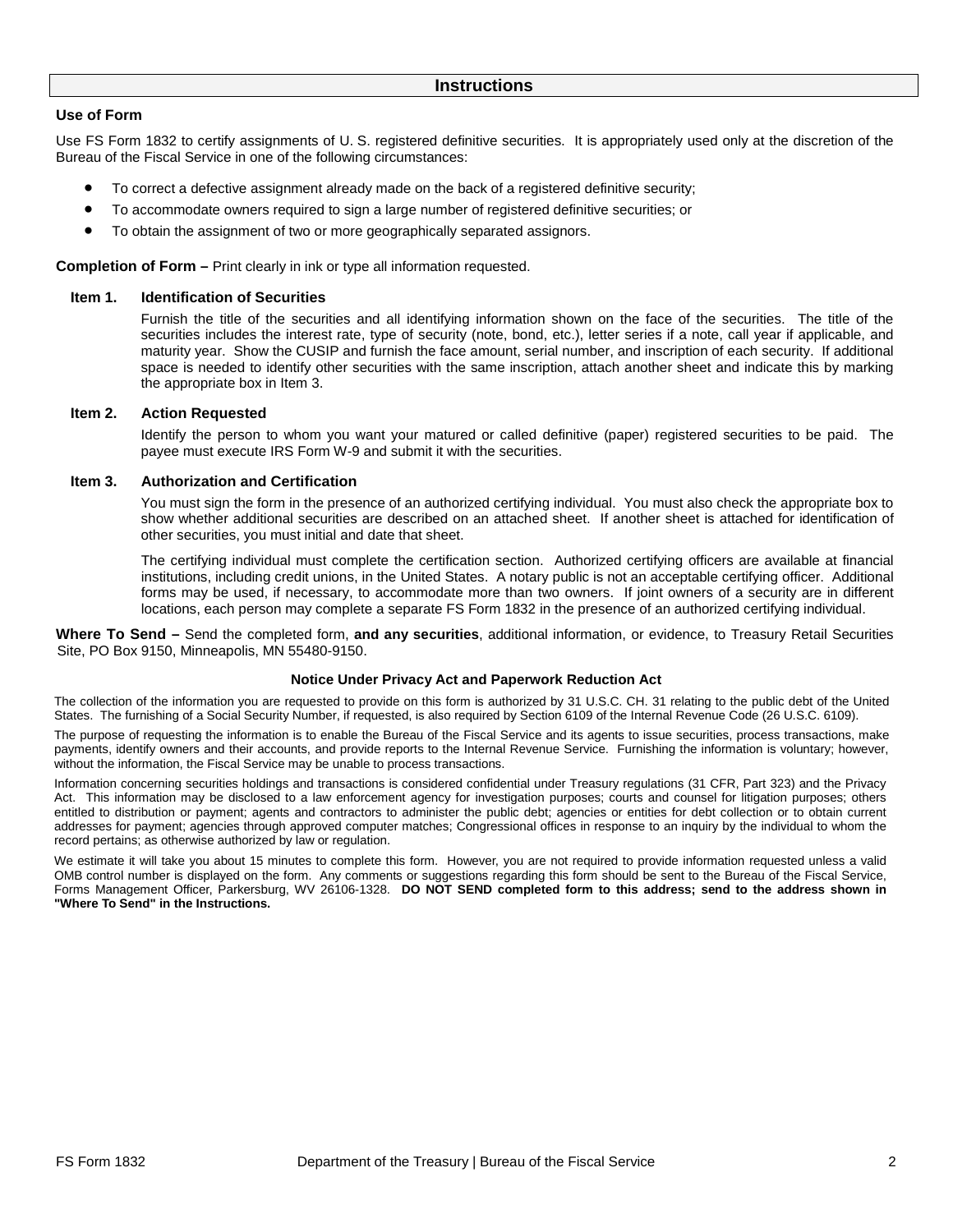## Instructions

### Use of Form

Use FS Form 1832 to certify assignments of U. S. registered definitive securities. It is appropriately used only at the discretion of the Bureau of the Fiscal Service in one of the following circumstances:

- To correct a defective assignment already made on the back of a registered definitive security;
- To accommodate owners required to sign a large number of registered definitive securities; or
- To obtain the assignment of two or more geographically separated assignors.

**Completion of Form –** Print clearly in ink or type all information requested.

**Item 1. Identification of Securities**

Furnish the title of the securities and all identifying information shown on the face of the securities. The title of the securities includes the interest rate, type of security (note, bond, etc.), letter series if a note, call year if applicable, and maturity year. Show the CUSIP and furnish the face amount, serial number, and inscription of each security. If additional space is needed to identify other securities with the same inscription, attach another sheet and indicate this by marking the appropriate box in Item 3.

**Item 2. Action Requested**

Identify the person to whom you want your matured or called definitive (paper) registered securities to be paid. The payee must execute IRS Form W-9 and submit it with the securities.

**Item 3. Authorization and Certification**

You must sign the form in the presence of an authorized certifying individual. You must also check the appropriate box to show whether additional securities are described on an attached sheet. If another sheet is attached for identification of other securities, you must initial and date that sheet.

The certifying individual must complete the certification section. Authorized certifying officers are available at financial institutions, including credit unions, in the United States. A notary public is not an acceptable certifying officer. Additional forms may be used, if necessary, to accommodate more than two owners. If joint owners of a security are in different locations, each person may complete a separate FS Form 1832 in the presence of an authorized certifying individual.

**Where To Send –** Send the completed form, **and any securities**, additional information, or evidence, to Treasury Retail Securities Site, PO Box 9150, Minneapolis, MN 55480-9150.

**Notice Under Privacy Act and Paperwork Reduction Act**

The collection of the information you are requested to provide on this form is authorized by 31 U.S.C. CH. 31 relating to the public debt of the United States. The furnishing of a Social Security Number, if requested, is also required by Section 6109 of the Internal Revenue Code (26 U.S.C. 6109).

The purpose of requesting the information is to enable the Bureau of the Fiscal Service and its agents to issue securities, process transactions, make payments, identify owners and their accounts, and provide reports to the Internal Revenue Service. Furnishing the information is voluntary; however, without the information, the Fiscal Service may be unable to process transactions.

Information concerning securities holdings and transactions is considered confidential under Treasury regulations (31 CFR, Part 323) and the Privacy Act. This information may be disclosed to a law enforcement agency for investigation purposes; courts and counsel for litigation purposes; others entitled to distribution or payment; agents and contractors to administer the public debt; agencies or entities for debt collection or to obtain current addresses for payment; agencies through approved computer matches; Congressional offices in response to an inquiry by the individual to whom the record pertains; as otherwise authorized by law or regulation.

We estimate it will take you about 15 minutes to complete this form. However, you are not required to provide information requested unless a valid OMB control number is displayed on the form. Any comments or suggestions regarding this form should be sent to the Bureau of the Fiscal Service, Forms Management Officer, Parkersburg, WV 26106-1328. **DO NOT SEND completed form to this address; send to the address shown in "Where To Send" in the Instructions.**